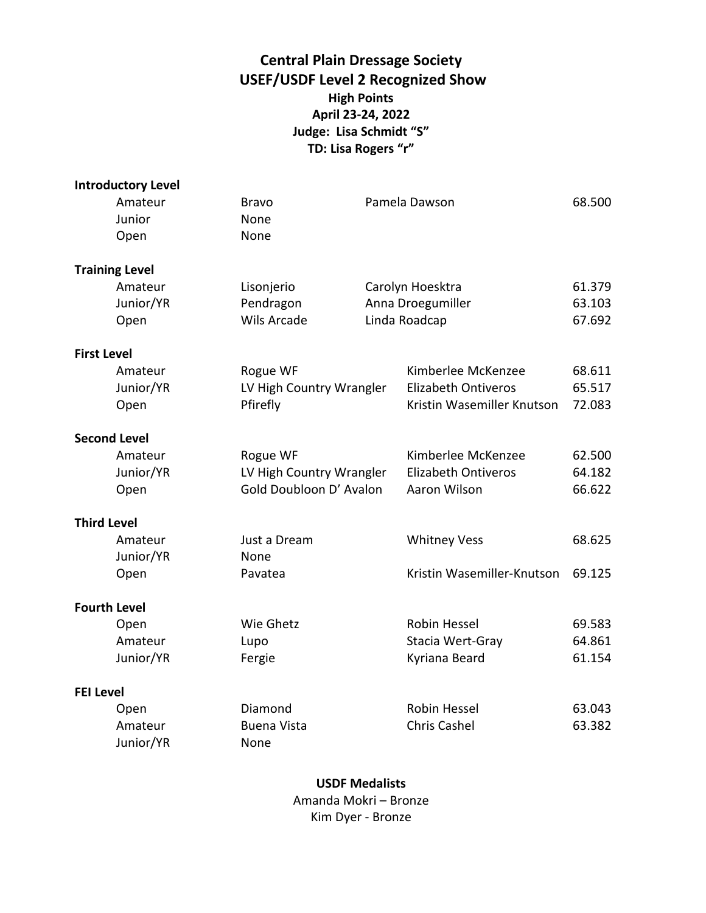# Central Plain Dressage Society

## USEF/USDF Level 2 Recognized Show

**High Points**

**April 23-24, 2022**

**Judge: Lisa Schmidt "S"**

**TD: Lisa Rogers "r"**

| Level | Division | Horse | Rider | Score |
|---|---|---|---|---|
| **Introductory Level** | | | | |
| | Amateur | Bravo | Pamela Dawson | 68.500 |
| | Junior | None | | |
| | Open | None | | |
| **Training Level** | | | | |
| | Amateur | Lisonjerio | Carolyn Hoesktra | 61.379 |
| | Junior/YR | Pendragon | Anna Droegumiller | 63.103 |
| | Open | Wils Arcade | Linda Roadcap | 67.692 |
| **First Level** | | | | |
| | Amateur | Rogue WF | Kimberlee McKenzee | 68.611 |
| | Junior/YR | LV High Country Wrangler | Elizabeth Ontiveros | 65.517 |
| | Open | Pfirefly | Kristin Wasemiller Knutson | 72.083 |
| **Second Level** | | | | |
| | Amateur | Rogue WF | Kimberlee McKenzee | 62.500 |
| | Junior/YR | LV High Country Wrangler | Elizabeth Ontiveros | 64.182 |
| | Open | Gold Doubloon D' Avalon | Aaron Wilson | 66.622 |
| **Third Level** | | | | |
| | Amateur | Just a Dream | Whitney Vess | 68.625 |
| | Junior/YR | None | | |
| | Open | Pavatea | Kristin Wasemiller-Knutson | 69.125 |
| **Fourth Level** | | | | |
| | Open | Wie Ghetz | Robin Hessel | 69.583 |
| | Amateur | Lupo | Stacia Wert-Gray | 64.861 |
| | Junior/YR | Fergie | Kyriana Beard | 61.154 |
| **FEI Level** | | | | |
| | Open | Diamond | Robin Hessel | 63.043 |
| | Amateur | Buena Vista | Chris Cashel | 63.382 |
| | Junior/YR | None | | |

**USDF Medalists**

Amanda Mokri – Bronze

Kim Dyer - Bronze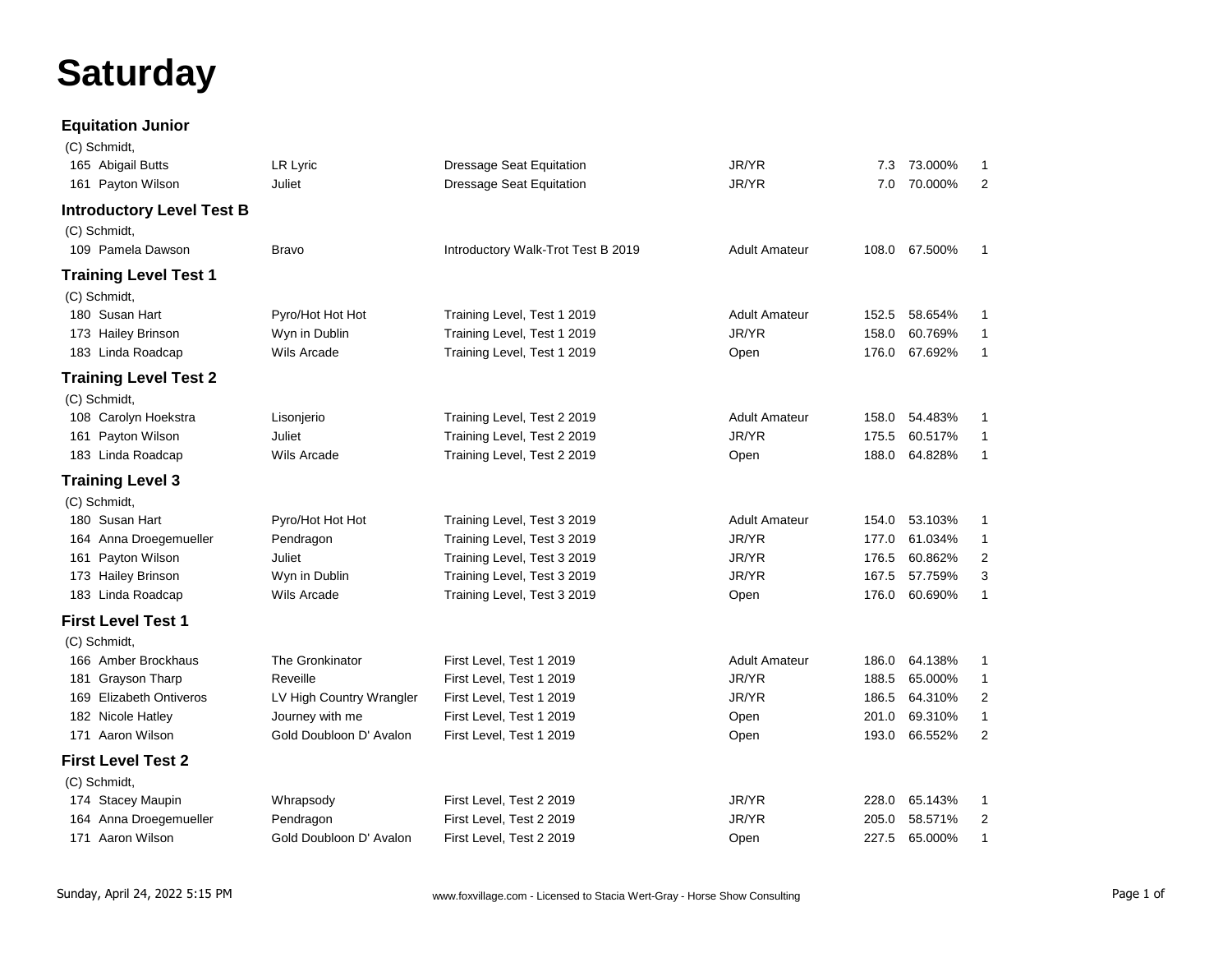# Saturday

### Equitation Junior

(C) Schmidt,

| No. | Rider | Horse | Test | Division | Score | Percent | Place |
|---|---|---|---|---|---|---|---|
| 165 | Abigail Butts | LR Lyric | Dressage Seat Equitation | JR/YR | 7.3 | 73.000% | 1 |
| 161 | Payton Wilson | Juliet | Dressage Seat Equitation | JR/YR | 7.0 | 70.000% | 2 |

### Introductory Level Test B

(C) Schmidt,

| No. | Rider | Horse | Test | Division | Score | Percent | Place |
|---|---|---|---|---|---|---|---|
| 109 | Pamela Dawson | Bravo | Introductory Walk-Trot Test B 2019 | Adult Amateur | 108.0 | 67.500% | 1 |

### Training Level Test 1

(C) Schmidt,

| No. | Rider | Horse | Test | Division | Score | Percent | Place |
|---|---|---|---|---|---|---|---|
| 180 | Susan Hart | Pyro/Hot Hot Hot | Training Level, Test 1 2019 | Adult Amateur | 152.5 | 58.654% | 1 |
| 173 | Hailey Brinson | Wyn in Dublin | Training Level, Test 1 2019 | JR/YR | 158.0 | 60.769% | 1 |
| 183 | Linda Roadcap | Wils Arcade | Training Level, Test 1 2019 | Open | 176.0 | 67.692% | 1 |

### Training Level Test 2

(C) Schmidt,

| No. | Rider | Horse | Test | Division | Score | Percent | Place |
|---|---|---|---|---|---|---|---|
| 108 | Carolyn Hoekstra | Lisonjerio | Training Level, Test 2 2019 | Adult Amateur | 158.0 | 54.483% | 1 |
| 161 | Payton Wilson | Juliet | Training Level, Test 2 2019 | JR/YR | 175.5 | 60.517% | 1 |
| 183 | Linda Roadcap | Wils Arcade | Training Level, Test 2 2019 | Open | 188.0 | 64.828% | 1 |

### Training Level 3

(C) Schmidt,

| No. | Rider | Horse | Test | Division | Score | Percent | Place |
|---|---|---|---|---|---|---|---|
| 180 | Susan Hart | Pyro/Hot Hot Hot | Training Level, Test 3 2019 | Adult Amateur | 154.0 | 53.103% | 1 |
| 164 | Anna Droegemueller | Pendragon | Training Level, Test 3 2019 | JR/YR | 177.0 | 61.034% | 1 |
| 161 | Payton Wilson | Juliet | Training Level, Test 3 2019 | JR/YR | 176.5 | 60.862% | 2 |
| 173 | Hailey Brinson | Wyn in Dublin | Training Level, Test 3 2019 | JR/YR | 167.5 | 57.759% | 3 |
| 183 | Linda Roadcap | Wils Arcade | Training Level, Test 3 2019 | Open | 176.0 | 60.690% | 1 |

### First Level Test 1

(C) Schmidt,

| No. | Rider | Horse | Test | Division | Score | Percent | Place |
|---|---|---|---|---|---|---|---|
| 166 | Amber Brockhaus | The Gronkinator | First Level, Test 1 2019 | Adult Amateur | 186.0 | 64.138% | 1 |
| 181 | Grayson Tharp | Reveille | First Level, Test 1 2019 | JR/YR | 188.5 | 65.000% | 1 |
| 169 | Elizabeth Ontiveros | LV High Country Wrangler | First Level, Test 1 2019 | JR/YR | 186.5 | 64.310% | 2 |
| 182 | Nicole Hatley | Journey with me | First Level, Test 1 2019 | Open | 201.0 | 69.310% | 1 |
| 171 | Aaron Wilson | Gold Doubloon D' Avalon | First Level, Test 1 2019 | Open | 193.0 | 66.552% | 2 |

### First Level Test 2

(C) Schmidt,

| No. | Rider | Horse | Test | Division | Score | Percent | Place |
|---|---|---|---|---|---|---|---|
| 174 | Stacey Maupin | Whrapsody | First Level, Test 2 2019 | JR/YR | 228.0 | 65.143% | 1 |
| 164 | Anna Droegemueller | Pendragon | First Level, Test 2 2019 | JR/YR | 205.0 | 58.571% | 2 |
| 171 | Aaron Wilson | Gold Doubloon D' Avalon | First Level, Test 2 2019 | Open | 227.5 | 65.000% | 1 |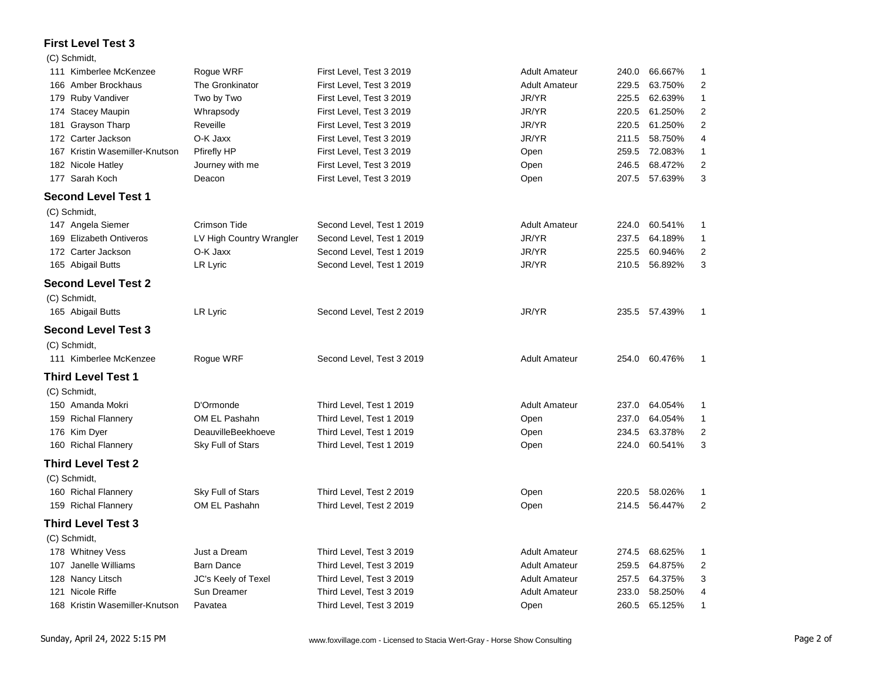## First Level Test 3

(C) Schmidt,

| | | | | | | | |
|---|---|---|---|---|---|---|---|
| 111 | Kimberlee McKenzee | Rogue WRF | First Level, Test 3 2019 | Adult Amateur | 240.0 | 66.667% | 1 |
| 166 | Amber Brockhaus | The Gronkinator | First Level, Test 3 2019 | Adult Amateur | 229.5 | 63.750% | 2 |
| 179 | Ruby Vandiver | Two by Two | First Level, Test 3 2019 | JR/YR | 225.5 | 62.639% | 1 |
| 174 | Stacey Maupin | Whrapsody | First Level, Test 3 2019 | JR/YR | 220.5 | 61.250% | 2 |
| 181 | Grayson Tharp | Reveille | First Level, Test 3 2019 | JR/YR | 220.5 | 61.250% | 2 |
| 172 | Carter Jackson | O-K Jaxx | First Level, Test 3 2019 | JR/YR | 211.5 | 58.750% | 4 |
| 167 | Kristin Wasemiller-Knutson | Pfirefly HP | First Level, Test 3 2019 | Open | 259.5 | 72.083% | 1 |
| 182 | Nicole Hatley | Journey with me | First Level, Test 3 2019 | Open | 246.5 | 68.472% | 2 |
| 177 | Sarah Koch | Deacon | First Level, Test 3 2019 | Open | 207.5 | 57.639% | 3 |

## Second Level Test 1

(C) Schmidt,

| | | | | | | | |
|---|---|---|---|---|---|---|---|
| 147 | Angela Siemer | Crimson Tide | Second Level, Test 1 2019 | Adult Amateur | 224.0 | 60.541% | 1 |
| 169 | Elizabeth Ontiveros | LV High Country Wrangler | Second Level, Test 1 2019 | JR/YR | 237.5 | 64.189% | 1 |
| 172 | Carter Jackson | O-K Jaxx | Second Level, Test 1 2019 | JR/YR | 225.5 | 60.946% | 2 |
| 165 | Abigail Butts | LR Lyric | Second Level, Test 1 2019 | JR/YR | 210.5 | 56.892% | 3 |

## Second Level Test 2

(C) Schmidt,

| | | | | | | | |
|---|---|---|---|---|---|---|---|
| 165 | Abigail Butts | LR Lyric | Second Level, Test 2 2019 | JR/YR | 235.5 | 57.439% | 1 |

## Second Level Test 3

(C) Schmidt,

| | | | | | | | |
|---|---|---|---|---|---|---|---|
| 111 | Kimberlee McKenzee | Rogue WRF | Second Level, Test 3 2019 | Adult Amateur | 254.0 | 60.476% | 1 |

## Third Level Test 1

(C) Schmidt,

| | | | | | | | |
|---|---|---|---|---|---|---|---|
| 150 | Amanda Mokri | D'Ormonde | Third Level, Test 1 2019 | Adult Amateur | 237.0 | 64.054% | 1 |
| 159 | Richal Flannery | OM EL Pashahn | Third Level, Test 1 2019 | Open | 237.0 | 64.054% | 1 |
| 176 | Kim Dyer | DeauvilleBeekhoeve | Third Level, Test 1 2019 | Open | 234.5 | 63.378% | 2 |
| 160 | Richal Flannery | Sky Full of Stars | Third Level, Test 1 2019 | Open | 224.0 | 60.541% | 3 |

## Third Level Test 2

(C) Schmidt,

| | | | | | | | |
|---|---|---|---|---|---|---|---|
| 160 | Richal Flannery | Sky Full of Stars | Third Level, Test 2 2019 | Open | 220.5 | 58.026% | 1 |
| 159 | Richal Flannery | OM EL Pashahn | Third Level, Test 2 2019 | Open | 214.5 | 56.447% | 2 |

## Third Level Test 3

(C) Schmidt,

| | | | | | | | |
|---|---|---|---|---|---|---|---|
| 178 | Whitney Vess | Just a Dream | Third Level, Test 3 2019 | Adult Amateur | 274.5 | 68.625% | 1 |
| 107 | Janelle Williams | Barn Dance | Third Level, Test 3 2019 | Adult Amateur | 259.5 | 64.875% | 2 |
| 128 | Nancy Litsch | JC's Keely of Texel | Third Level, Test 3 2019 | Adult Amateur | 257.5 | 64.375% | 3 |
| 121 | Nicole Riffe | Sun Dreamer | Third Level, Test 3 2019 | Adult Amateur | 233.0 | 58.250% | 4 |
| 168 | Kristin Wasemiller-Knutson | Pavatea | Third Level, Test 3 2019 | Open | 260.5 | 65.125% | 1 |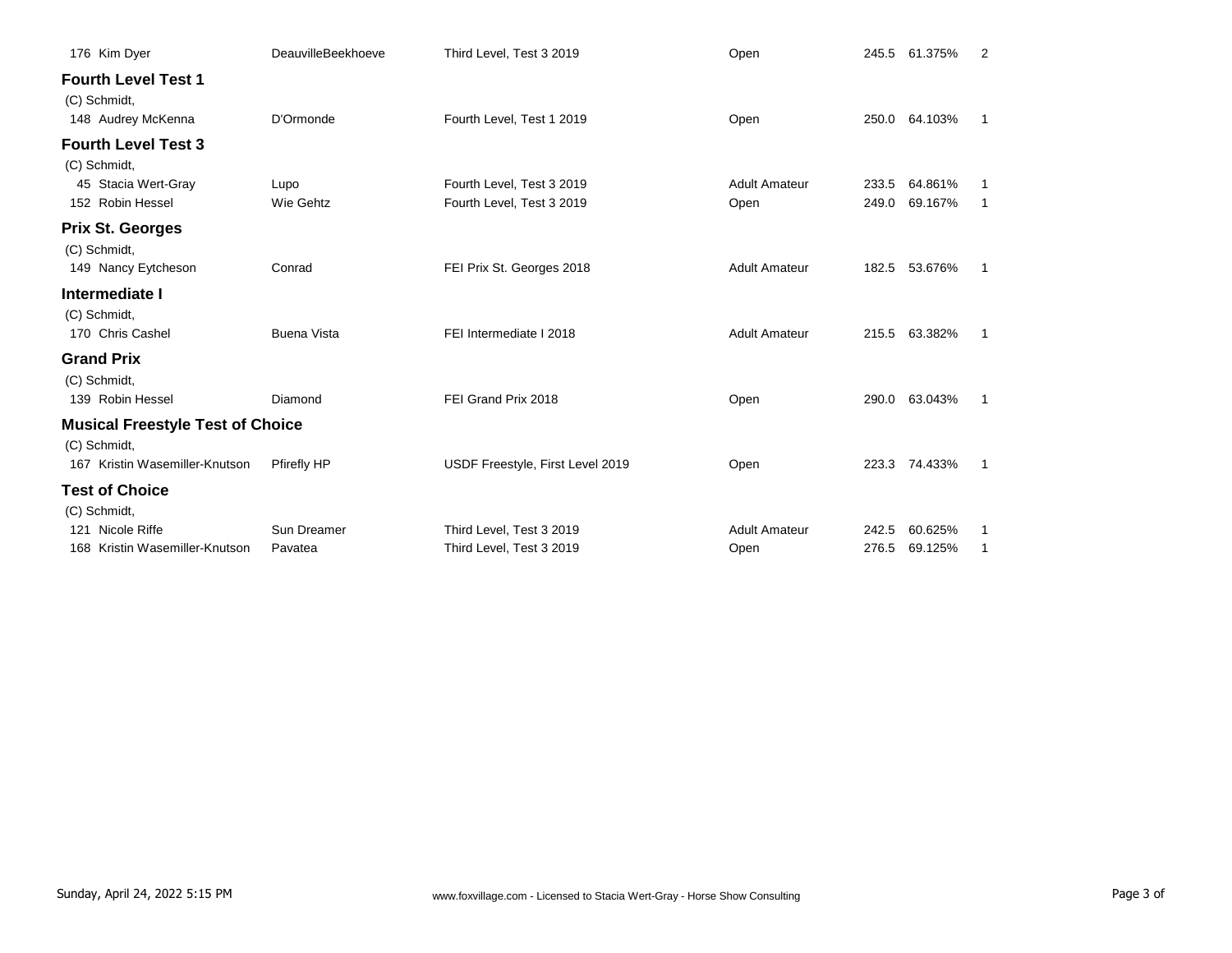| | | | | | | |
|---|---|---|---|---|---|---|
| 176 Kim Dyer | DeauvilleBeekhoeve | Third Level, Test 3 2019 | Open | 245.5 | 61.375% | 2 |

### Fourth Level Test 1

(C) Schmidt,

| | | | | | | |
|---|---|---|---|---|---|---|
| 148 Audrey McKenna | D'Ormonde | Fourth Level, Test 1 2019 | Open | 250.0 | 64.103% | 1 |

### Fourth Level Test 3

(C) Schmidt,

| | | | | | | |
|---|---|---|---|---|---|---|
| 45 Stacia Wert-Gray | Lupo | Fourth Level, Test 3 2019 | Adult Amateur | 233.5 | 64.861% | 1 |
| 152 Robin Hessel | Wie Gehtz | Fourth Level, Test 3 2019 | Open | 249.0 | 69.167% | 1 |

### Prix St. Georges

(C) Schmidt,

| | | | | | | |
|---|---|---|---|---|---|---|
| 149 Nancy Eytcheson | Conrad | FEI Prix St. Georges 2018 | Adult Amateur | 182.5 | 53.676% | 1 |

### Intermediate I

(C) Schmidt,

| | | | | | | |
|---|---|---|---|---|---|---|
| 170 Chris Cashel | Buena Vista | FEI Intermediate I 2018 | Adult Amateur | 215.5 | 63.382% | 1 |

### Grand Prix

(C) Schmidt,

| | | | | | | |
|---|---|---|---|---|---|---|
| 139 Robin Hessel | Diamond | FEI Grand Prix 2018 | Open | 290.0 | 63.043% | 1 |

### Musical Freestyle Test of Choice

(C) Schmidt,

| | | | | | | |
|---|---|---|---|---|---|---|
| 167 Kristin Wasemiller-Knutson | Pfirefly HP | USDF Freestyle, First Level 2019 | Open | 223.3 | 74.433% | 1 |

### Test of Choice

(C) Schmidt,

| | | | | | | |
|---|---|---|---|---|---|---|
| 121 Nicole Riffe | Sun Dreamer | Third Level, Test 3 2019 | Adult Amateur | 242.5 | 60.625% | 1 |
| 168 Kristin Wasemiller-Knutson | Pavatea | Third Level, Test 3 2019 | Open | 276.5 | 69.125% | 1 |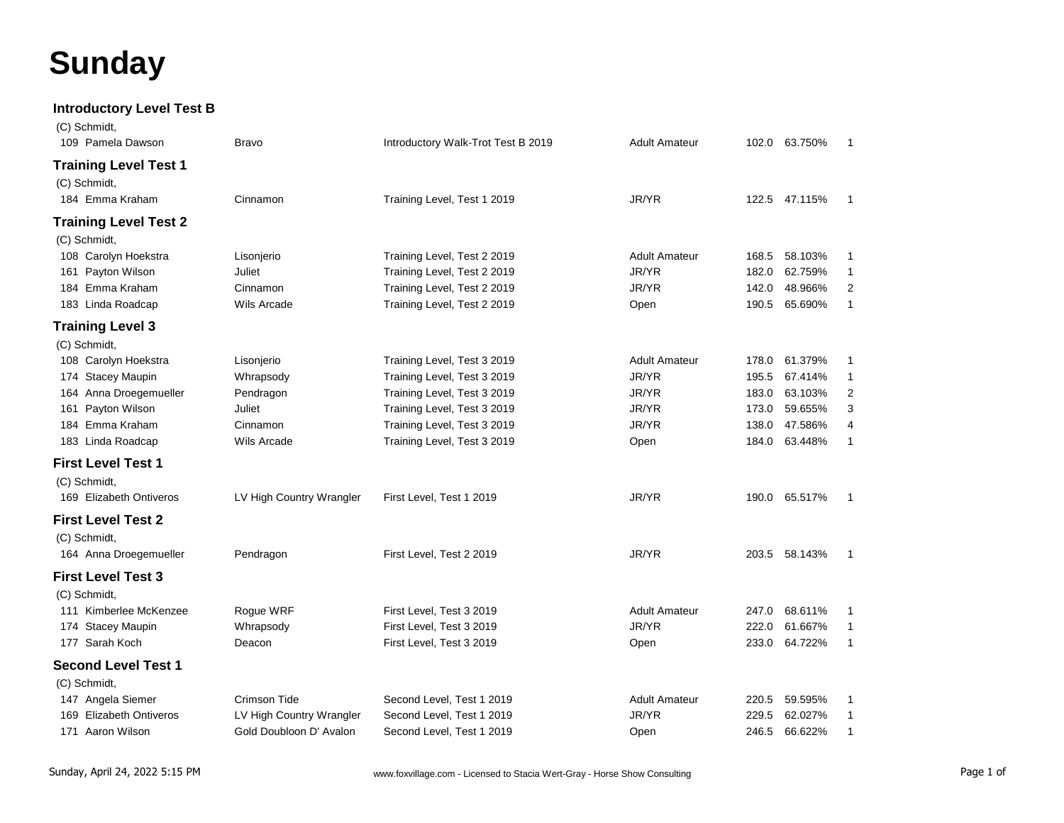# Sunday

### Introductory Level Test B

(C) Schmidt,

| | | | | | | |
|---|---|---|---|---|---|---|
| 109 Pamela Dawson | Bravo | Introductory Walk-Trot Test B 2019 | Adult Amateur | 102.0 | 63.750% | 1 |

### Training Level Test 1

(C) Schmidt,

| | | | | | | |
|---|---|---|---|---|---|---|
| 184 Emma Kraham | Cinnamon | Training Level, Test 1 2019 | JR/YR | 122.5 | 47.115% | 1 |

### Training Level Test 2

(C) Schmidt,

| | | | | | | |
|---|---|---|---|---|---|---|
| 108 Carolyn Hoekstra | Lisonjerio | Training Level, Test 2 2019 | Adult Amateur | 168.5 | 58.103% | 1 |
| 161 Payton Wilson | Juliet | Training Level, Test 2 2019 | JR/YR | 182.0 | 62.759% | 1 |
| 184 Emma Kraham | Cinnamon | Training Level, Test 2 2019 | JR/YR | 142.0 | 48.966% | 2 |
| 183 Linda Roadcap | Wils Arcade | Training Level, Test 2 2019 | Open | 190.5 | 65.690% | 1 |

### Training Level 3

(C) Schmidt,

| | | | | | | |
|---|---|---|---|---|---|---|
| 108 Carolyn Hoekstra | Lisonjerio | Training Level, Test 3 2019 | Adult Amateur | 178.0 | 61.379% | 1 |
| 174 Stacey Maupin | Whrapsody | Training Level, Test 3 2019 | JR/YR | 195.5 | 67.414% | 1 |
| 164 Anna Droegemueller | Pendragon | Training Level, Test 3 2019 | JR/YR | 183.0 | 63.103% | 2 |
| 161 Payton Wilson | Juliet | Training Level, Test 3 2019 | JR/YR | 173.0 | 59.655% | 3 |
| 184 Emma Kraham | Cinnamon | Training Level, Test 3 2019 | JR/YR | 138.0 | 47.586% | 4 |
| 183 Linda Roadcap | Wils Arcade | Training Level, Test 3 2019 | Open | 184.0 | 63.448% | 1 |

### First Level Test 1

(C) Schmidt,

| | | | | | | |
|---|---|---|---|---|---|---|
| 169 Elizabeth Ontiveros | LV High Country Wrangler | First Level, Test 1 2019 | JR/YR | 190.0 | 65.517% | 1 |

### First Level Test 2

(C) Schmidt,

| | | | | | | |
|---|---|---|---|---|---|---|
| 164 Anna Droegemueller | Pendragon | First Level, Test 2 2019 | JR/YR | 203.5 | 58.143% | 1 |

### First Level Test 3

(C) Schmidt,

| | | | | | | |
|---|---|---|---|---|---|---|
| 111 Kimberlee McKenzee | Rogue WRF | First Level, Test 3 2019 | Adult Amateur | 247.0 | 68.611% | 1 |
| 174 Stacey Maupin | Whrapsody | First Level, Test 3 2019 | JR/YR | 222.0 | 61.667% | 1 |
| 177 Sarah Koch | Deacon | First Level, Test 3 2019 | Open | 233.0 | 64.722% | 1 |

### Second Level Test 1

(C) Schmidt,

| | | | | | | |
|---|---|---|---|---|---|---|
| 147 Angela Siemer | Crimson Tide | Second Level, Test 1 2019 | Adult Amateur | 220.5 | 59.595% | 1 |
| 169 Elizabeth Ontiveros | LV High Country Wrangler | Second Level, Test 1 2019 | JR/YR | 229.5 | 62.027% | 1 |
| 171 Aaron Wilson | Gold Doubloon D' Avalon | Second Level, Test 1 2019 | Open | 246.5 | 66.622% | 1 |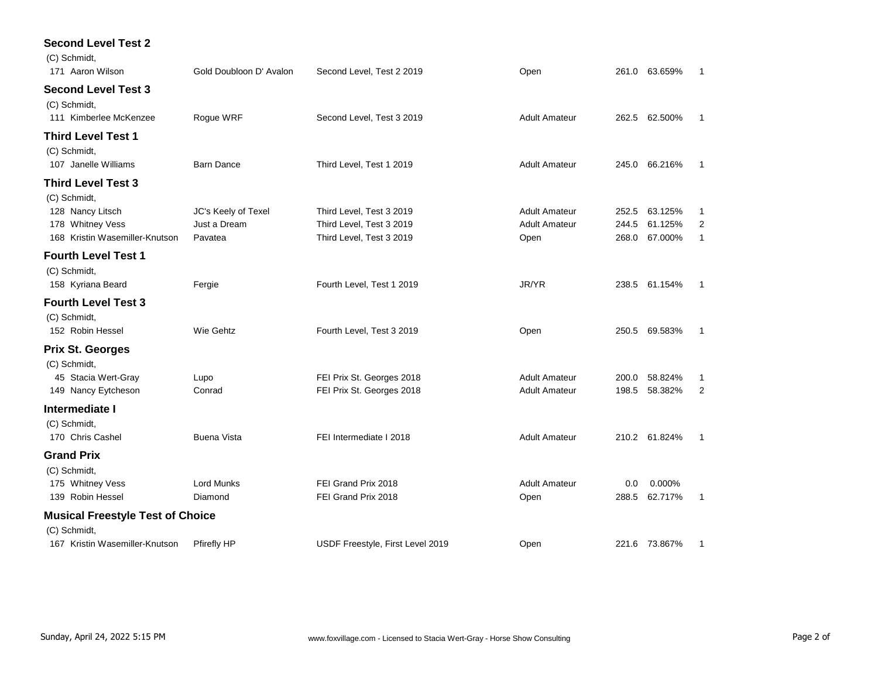**Second Level Test 2**

(C) Schmidt,

| | | | | | | |
|---|---|---|---|---|---|---|
| 171 Aaron Wilson | Gold Doubloon D' Avalon | Second Level, Test 2 2019 | Open | 261.0 | 63.659% | 1 |

**Second Level Test 3**

(C) Schmidt,

| | | | | | | |
|---|---|---|---|---|---|---|
| 111 Kimberlee McKenzee | Rogue WRF | Second Level, Test 3 2019 | Adult Amateur | 262.5 | 62.500% | 1 |

**Third Level Test 1**

(C) Schmidt,

| | | | | | | |
|---|---|---|---|---|---|---|
| 107 Janelle Williams | Barn Dance | Third Level, Test 1 2019 | Adult Amateur | 245.0 | 66.216% | 1 |

**Third Level Test 3**

(C) Schmidt,

| | | | | | | |
|---|---|---|---|---|---|---|
| 128 Nancy Litsch | JC's Keely of Texel | Third Level, Test 3 2019 | Adult Amateur | 252.5 | 63.125% | 1 |
| 178 Whitney Vess | Just a Dream | Third Level, Test 3 2019 | Adult Amateur | 244.5 | 61.125% | 2 |
| 168 Kristin Wasemiller-Knutson | Pavatea | Third Level, Test 3 2019 | Open | 268.0 | 67.000% | 1 |

**Fourth Level Test 1**

(C) Schmidt,

| | | | | | | |
|---|---|---|---|---|---|---|
| 158 Kyriana Beard | Fergie | Fourth Level, Test 1 2019 | JR/YR | 238.5 | 61.154% | 1 |

**Fourth Level Test 3**

(C) Schmidt,

| | | | | | | |
|---|---|---|---|---|---|---|
| 152 Robin Hessel | Wie Gehtz | Fourth Level, Test 3 2019 | Open | 250.5 | 69.583% | 1 |

**Prix St. Georges**

(C) Schmidt,

| | | | | | | |
|---|---|---|---|---|---|---|
| 45 Stacia Wert-Gray | Lupo | FEI Prix St. Georges 2018 | Adult Amateur | 200.0 | 58.824% | 1 |
| 149 Nancy Eytcheson | Conrad | FEI Prix St. Georges 2018 | Adult Amateur | 198.5 | 58.382% | 2 |

**Intermediate I**

(C) Schmidt,

| | | | | | | |
|---|---|---|---|---|---|---|
| 170 Chris Cashel | Buena Vista | FEI Intermediate I 2018 | Adult Amateur | 210.2 | 61.824% | 1 |

**Grand Prix**

(C) Schmidt,

| | | | | | | |
|---|---|---|---|---|---|---|
| 175 Whitney Vess | Lord Munks | FEI Grand Prix 2018 | Adult Amateur | 0.0 | 0.000% | |
| 139 Robin Hessel | Diamond | FEI Grand Prix 2018 | Open | 288.5 | 62.717% | 1 |

**Musical Freestyle Test of Choice**

(C) Schmidt,

| | | | | | | |
|---|---|---|---|---|---|---|
| 167 Kristin Wasemiller-Knutson | Pfirefly HP | USDF Freestyle, First Level 2019 | Open | 221.6 | 73.867% | 1 |